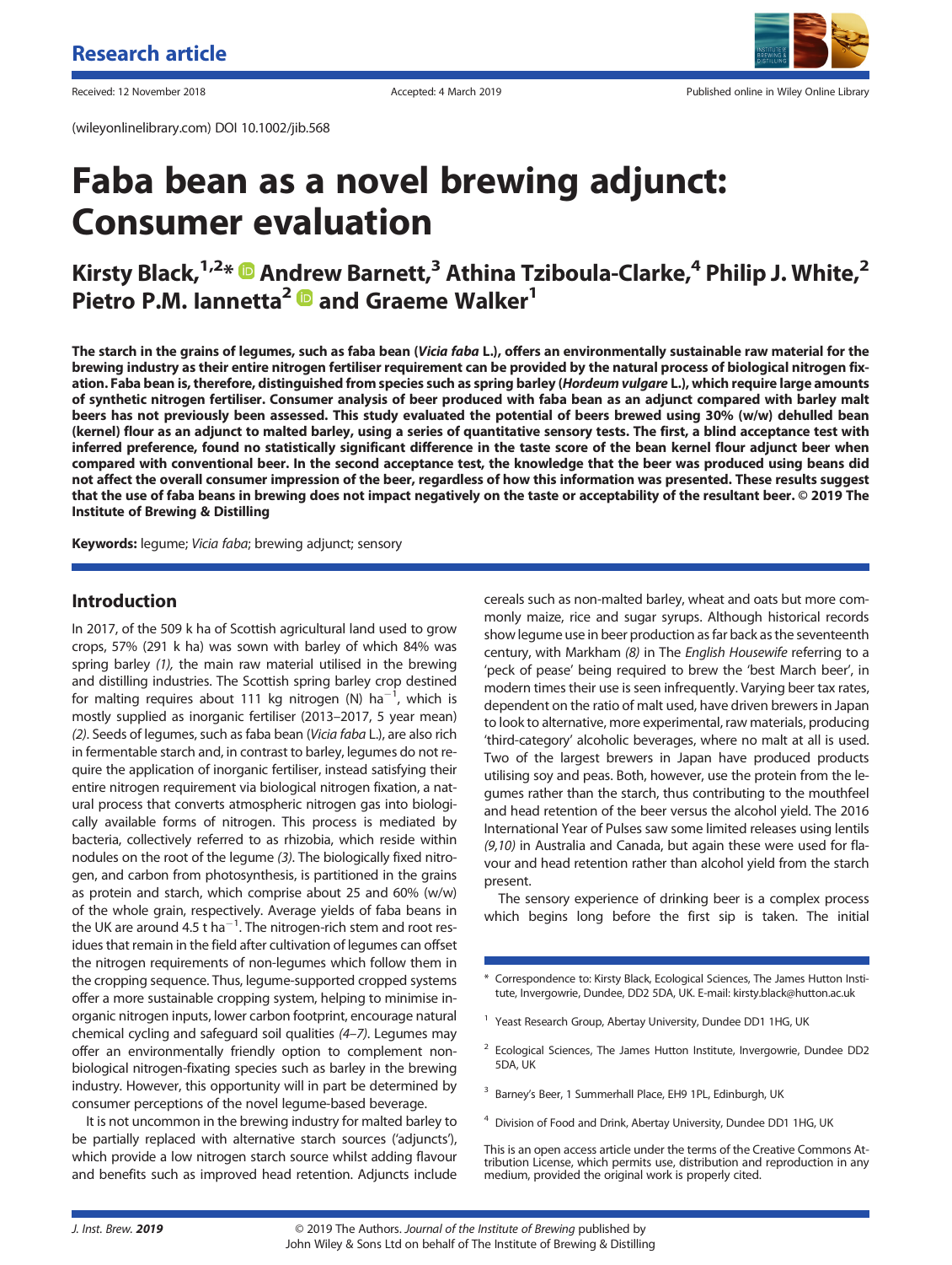Research article

Received: 12 November 2018 Accepted: 4 March 2019 Published online in Wiley Online Library

(wileyonlinelibrary.com) DOI 10.1002/jib.568

# Faba bean as a novel brewing adjunct: Consumer evaluation

## Kirsty Black,[1,2]* Andrew Barnett,[3] Athina Tziboula-Clarke,[4] Philip J. White,[2] Pietro P.M. Iannetta[2] and Graeme Walker[1]

**The starch in the grains of legumes, such as faba bean (*Vicia faba* L.), offers an environmentally sustainable raw material for the brewing industry as their entire nitrogen fertiliser requirement can be provided by the natural process of biological nitrogen fixation. Faba bean is, therefore, distinguished from species such as spring barley (*Hordeum vulgare* L.), which require large amounts of synthetic nitrogen fertiliser. Consumer analysis of beer produced with faba bean as an adjunct compared with barley malt beers has not previously been assessed. This study evaluated the potential of beers brewed using 30% (w/w) dehulled bean (kernel) flour as an adjunct to malted barley, using a series of quantitative sensory tests. The first, a blind acceptance test with inferred preference, found no statistically significant difference in the taste score of the bean kernel flour adjunct beer when compared with conventional beer. In the second acceptance test, the knowledge that the beer was produced using beans did not affect the overall consumer impression of the beer, regardless of how this information was presented. These results suggest that the use of faba beans in brewing does not impact negatively on the taste or acceptability of the resultant beer. © 2019 The Institute of Brewing & Distilling**

**Keywords:** legume; *Vicia faba*; brewing adjunct; sensory

## Introduction

In 2017, of the 509 k ha of Scottish agricultural land used to grow crops, 57% (291 k ha) was sown with barley of which 84% was spring barley *(1)*, the main raw material utilised in the brewing and distilling industries. The Scottish spring barley crop destined for malting requires about 111 kg nitrogen (N) $ha^{-1}$, which is mostly supplied as inorganic fertiliser (2013–2017, 5 year mean) *(2)*. Seeds of legumes, such as faba bean (*Vicia faba* L.), are also rich in fermentable starch and, in contrast to barley, legumes do not require the application of inorganic fertiliser, instead satisfying their entire nitrogen requirement via biological nitrogen fixation, a natural process that converts atmospheric nitrogen gas into biologically available forms of nitrogen. This process is mediated by bacteria, collectively referred to as rhizobia, which reside within nodules on the root of the legume *(3)*. The biologically fixed nitrogen, and carbon from photosynthesis, is partitioned in the grains as protein and starch, which comprise about 25 and 60% (w/w) of the whole grain, respectively. Average yields of faba beans in the UK are around 4.5 t $ha^{-1}$. The nitrogen-rich stem and root residues that remain in the field after cultivation of legumes can offset the nitrogen requirements of non-legumes which follow them in the cropping sequence. Thus, legume-supported cropped systems offer a more sustainable cropping system, helping to minimise inorganic nitrogen inputs, lower carbon footprint, encourage natural chemical cycling and safeguard soil qualities *(4–7)*. Legumes may offer an environmentally friendly option to complement non-biological nitrogen-fixating species such as barley in the brewing industry. However, this opportunity will in part be determined by consumer perceptions of the novel legume-based beverage.

It is not uncommon in the brewing industry for malted barley to be partially replaced with alternative starch sources ('adjuncts'), which provide a low nitrogen starch source whilst adding flavour and benefits such as improved head retention. Adjuncts include cereals such as non-malted barley, wheat and oats but more commonly maize, rice and sugar syrups. Although historical records show legume use in beer production as far back as the seventeenth century, with Markham *(8)* in The *English Housewife* referring to a 'peck of pease' being required to brew the 'best March beer', in modern times their use is seen infrequently. Varying beer tax rates, dependent on the ratio of malt used, have driven brewers in Japan to look to alternative, more experimental, raw materials, producing 'third-category' alcoholic beverages, where no malt at all is used. Two of the largest brewers in Japan have produced products utilising soy and peas. Both, however, use the protein from the legumes rather than the starch, thus contributing to the mouthfeel and head retention of the beer versus the alcohol yield. The 2016 International Year of Pulses saw some limited releases using lentils *(9,10)* in Australia and Canada, but again these were used for flavour and head retention rather than alcohol yield from the starch present.

The sensory experience of drinking beer is a complex process which begins long before the first sip is taken. The initial

---

* Correspondence to: Kirsty Black, Ecological Sciences, The James Hutton Institute, Invergowrie, Dundee, DD2 5DA, UK. E-mail: kirsty.black@hutton.ac.uk

[1] Yeast Research Group, Abertay University, Dundee DD1 1HG, UK

[2] Ecological Sciences, The James Hutton Institute, Invergowrie, Dundee DD2 5DA, UK

[3] Barney's Beer, 1 Summerhall Place, EH9 1PL, Edinburgh, UK

[4] Division of Food and Drink, Abertay University, Dundee DD1 1HG, UK

This is an open access article under the terms of the Creative Commons Attribution License, which permits use, distribution and reproduction in any medium, provided the original work is properly cited.

© 2019 The Authors. *Journal of the Institute of Brewing* published by John Wiley & Sons Ltd on behalf of The Institute of Brewing & Distilling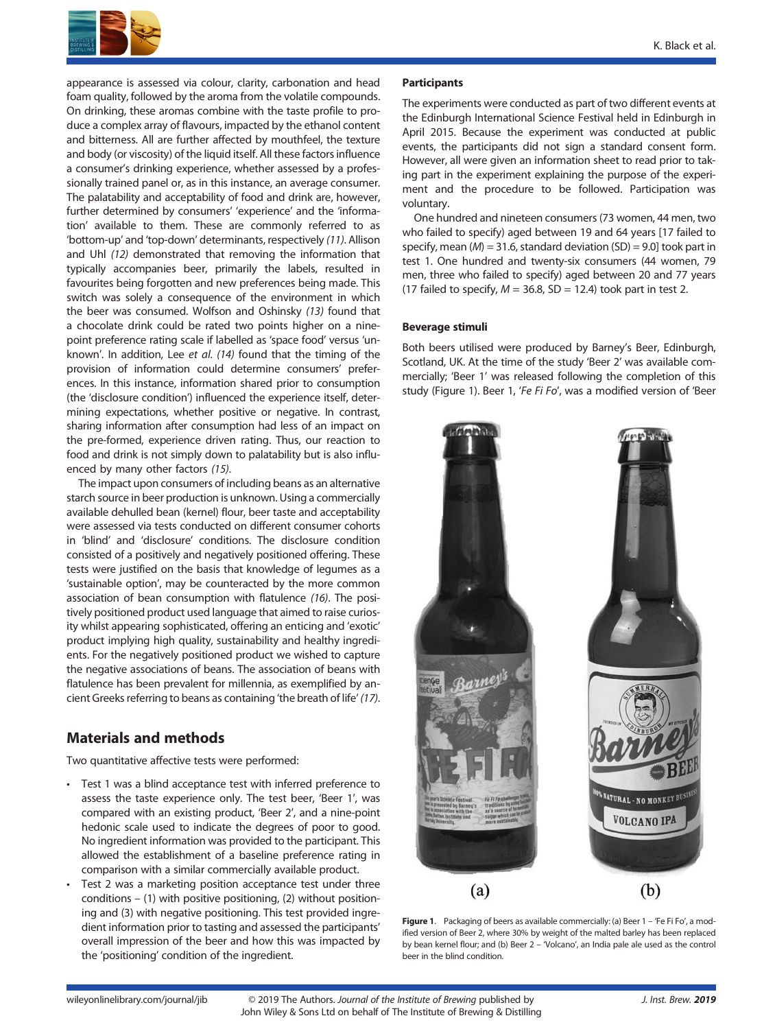appearance is assessed via colour, clarity, carbonation and head foam quality, followed by the aroma from the volatile compounds. On drinking, these aromas combine with the taste profile to produce a complex array of flavours, impacted by the ethanol content and bitterness. All are further affected by mouthfeel, the texture and body (or viscosity) of the liquid itself. All these factors influence a consumer's drinking experience, whether assessed by a professionally trained panel or, as in this instance, an average consumer. The palatability and acceptability of food and drink are, however, further determined by consumers' 'experience' and the 'information' available to them. These are commonly referred to as 'bottom-up' and 'top-down' determinants, respectively *(11)*. Allison and Uhl *(12)* demonstrated that removing the information that typically accompanies beer, primarily the labels, resulted in favourites being forgotten and new preferences being made. This switch was solely a consequence of the environment in which the beer was consumed. Wolfson and Oshinsky *(13)* found that a chocolate drink could be rated two points higher on a nine-point preference rating scale if labelled as 'space food' versus 'unknown'. In addition, Lee *et al. (14)* found that the timing of the provision of information could determine consumers' preferences. In this instance, information shared prior to consumption (the 'disclosure condition') influenced the experience itself, determining expectations, whether positive or negative. In contrast, sharing information after consumption had less of an impact on the pre-formed, experience driven rating. Thus, our reaction to food and drink is not simply down to palatability but is also influenced by many other factors *(15)*.

The impact upon consumers of including beans as an alternative starch source in beer production is unknown. Using a commercially available dehulled bean (kernel) flour, beer taste and acceptability were assessed via tests conducted on different consumer cohorts in 'blind' and 'disclosure' conditions. The disclosure condition consisted of a positively and negatively positioned offering. These tests were justified on the basis that knowledge of legumes as a 'sustainable option', may be counteracted by the more common association of bean consumption with flatulence *(16)*. The positively positioned product used language that aimed to raise curiosity whilst appearing sophisticated, offering an enticing and 'exotic' product implying high quality, sustainability and healthy ingredients. For the negatively positioned product we wished to capture the negative associations of beans. The association of beans with flatulence has been prevalent for millennia, as exemplified by ancient Greeks referring to beans as containing 'the breath of life' *(17)*.

## Materials and methods

Two quantitative affective tests were performed:

- Test 1 was a blind acceptance test with inferred preference to assess the taste experience only. The test beer, 'Beer 1', was compared with an existing product, 'Beer 2', and a nine-point hedonic scale used to indicate the degrees of poor to good. No ingredient information was provided to the participant. This allowed the establishment of a baseline preference rating in comparison with a similar commercially available product.
- Test 2 was a marketing position acceptance test under three conditions – (1) with positive positioning, (2) without positioning and (3) with negative positioning. This test provided ingredient information prior to tasting and assessed the participants' overall impression of the beer and how this was impacted by the 'positioning' condition of the ingredient.

### Participants

The experiments were conducted as part of two different events at the Edinburgh International Science Festival held in Edinburgh in April 2015. Because the experiment was conducted at public events, the participants did not sign a standard consent form. However, all were given an information sheet to read prior to taking part in the experiment explaining the purpose of the experiment and the procedure to be followed. Participation was voluntary.

One hundred and nineteen consumers (73 women, 44 men, two who failed to specify) aged between 19 and 64 years [17 failed to specify, mean ($M$) = 31.6, standard deviation (SD) = 9.0] took part in test 1. One hundred and twenty-six consumers (44 women, 79 men, three who failed to specify) aged between 20 and 77 years (17 failed to specify, $M$ = 36.8, SD = 12.4) took part in test 2.

### Beverage stimuli

Both beers utilised were produced by Barney's Beer, Edinburgh, Scotland, UK. At the time of the study 'Beer 2' was available commercially; 'Beer 1' was released following the completion of this study (Figure 1). Beer 1, '*Fe Fi Fo*', was a modified version of 'Beer

**Figure 1.** Packaging of beers as available commercially: (a) Beer 1 – '*Fe Fi Fo*', a modified version of Beer 2, where 30% by weight of the malted barley has been replaced by bean kernel flour; and (b) Beer 2 – 'Volcano', an India pale ale used as the control beer in the blind condition.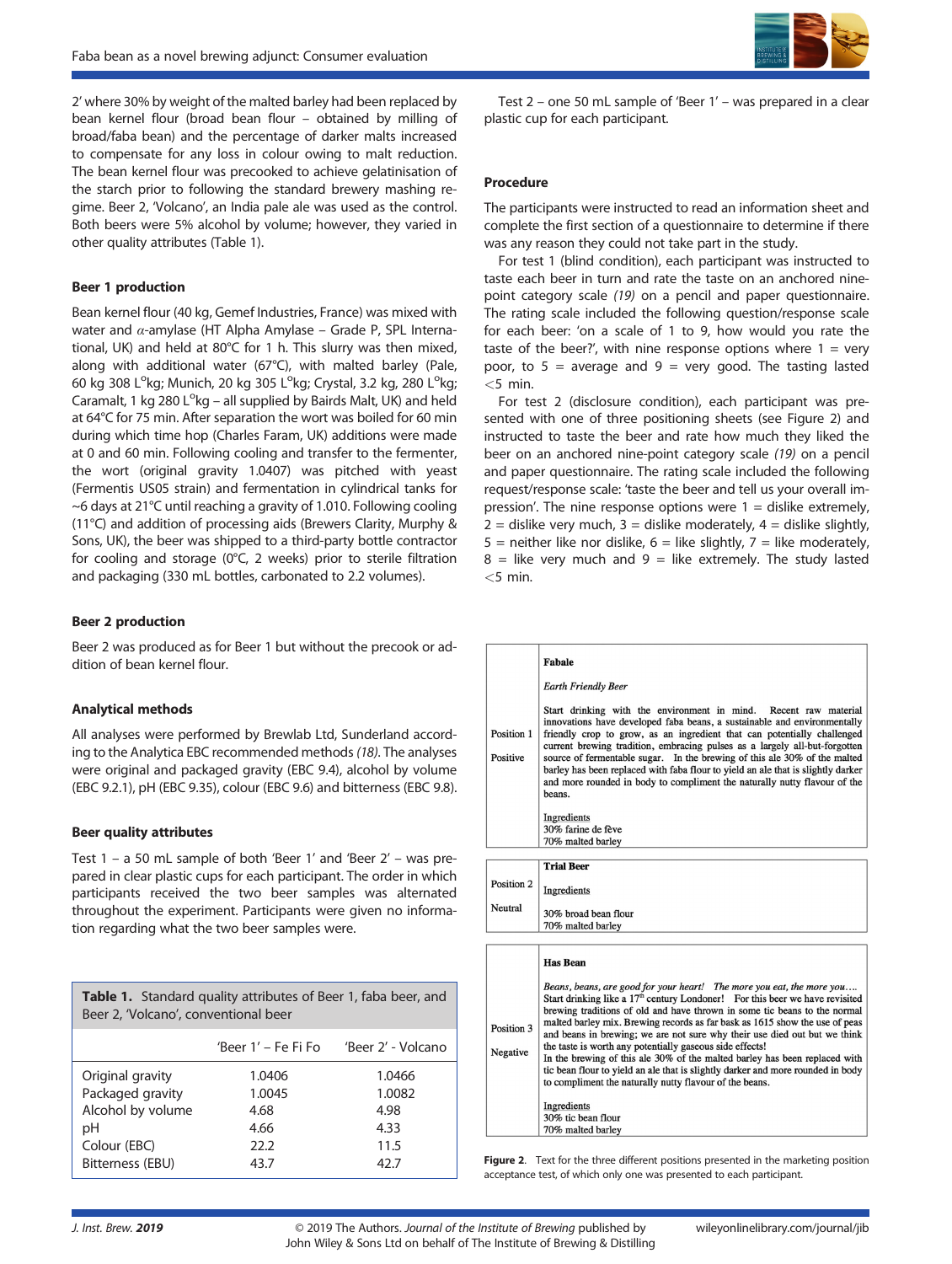2' where 30% by weight of the malted barley had been replaced by bean kernel flour (broad bean flour – obtained by milling of broad/faba bean) and the percentage of darker malts increased to compensate for any loss in colour owing to malt reduction. The bean kernel flour was precooked to achieve gelatinisation of the starch prior to following the standard brewery mashing regime. Beer 2, 'Volcano', an India pale ale was used as the control. Both beers were 5% alcohol by volume; however, they varied in other quality attributes (Table 1).

### Beer 1 production

Bean kernel flour (40 kg, Gemef Industries, France) was mixed with water and α-amylase (HT Alpha Amylase – Grade P, SPL International, UK) and held at 80°C for 1 h. This slurry was then mixed, along with additional water (67°C), with malted barley (Pale, 60 kg 308 L°kg; Munich, 20 kg 305 L°kg; Crystal, 3.2 kg, 280 L°kg; Caramalt, 1 kg 280 L°kg – all supplied by Bairds Malt, UK) and held at 64°C for 75 min. After separation the wort was boiled for 60 min during which time hop (Charles Faram, UK) additions were made at 0 and 60 min. Following cooling and transfer to the fermenter, the wort (original gravity 1.0407) was pitched with yeast (Fermentis US05 strain) and fermentation in cylindrical tanks for ~6 days at 21°C until reaching a gravity of 1.010. Following cooling (11°C) and addition of processing aids (Brewers Clarity, Murphy & Sons, UK), the beer was shipped to a third-party bottle contractor for cooling and storage (0°C, 2 weeks) prior to sterile filtration and packaging (330 mL bottles, carbonated to 2.2 volumes).

### Beer 2 production

Beer 2 was produced as for Beer 1 but without the precook or addition of bean kernel flour.

### Analytical methods

All analyses were performed by Brewlab Ltd, Sunderland according to the Analytica EBC recommended methods *(18)*. The analyses were original and packaged gravity (EBC 9.4), alcohol by volume (EBC 9.2.1), pH (EBC 9.35), colour (EBC 9.6) and bitterness (EBC 9.8).

### Beer quality attributes

Test 1 – a 50 mL sample of both 'Beer 1' and 'Beer 2' – was prepared in clear plastic cups for each participant. The order in which participants received the two beer samples was alternated throughout the experiment. Participants were given no information regarding what the two beer samples were.

**Table 1.** Standard quality attributes of Beer 1, faba beer, and Beer 2, 'Volcano', conventional beer

| | 'Beer 1' – Fe Fi Fo | 'Beer 2' - Volcano |
|---|---|---|
| Original gravity | 1.0406 | 1.0466 |
| Packaged gravity | 1.0045 | 1.0082 |
| Alcohol by volume | 4.68 | 4.98 |
| pH | 4.66 | 4.33 |
| Colour (EBC) | 22.2 | 11.5 |
| Bitterness (EBU) | 43.7 | 42.7 |

Test 2 – one 50 mL sample of 'Beer 1' – was prepared in a clear plastic cup for each participant.

### Procedure

The participants were instructed to read an information sheet and complete the first section of a questionnaire to determine if there was any reason they could not take part in the study.

For test 1 (blind condition), each participant was instructed to taste each beer in turn and rate the taste on an anchored nine-point category scale *(19)* on a pencil and paper questionnaire. The rating scale included the following question/response scale for each beer: 'on a scale of 1 to 9, how would you rate the taste of the beer?', with nine response options where 1 = very poor, to 5 = average and 9 = very good. The tasting lasted <5 min.

For test 2 (disclosure condition), each participant was presented with one of three positioning sheets (see Figure 2) and instructed to taste the beer and rate how much they liked the beer on an anchored nine-point category scale *(19)* on a pencil and paper questionnaire. The rating scale included the following request/response scale: 'taste the beer and tell us your overall impression'. The nine response options were 1 = dislike extremely, 2 = dislike very much, 3 = dislike moderately, 4 = dislike slightly, 5 = neither like nor dislike, 6 = like slightly, 7 = like moderately, 8 = like very much and 9 = like extremely. The study lasted <5 min.

| | |
|---|---|
| Position 1<br>Positive | **Fabale**<br>*Earth Friendly Beer*<br>Start drinking with the environment in mind. Recent raw material innovations have developed faba beans, a sustainable and environmentally friendly crop to grow, as an ingredient that can potentially challenged current brewing tradition, embracing pulses as a largely all-but-forgotten source of fermentable sugar. In the brewing of this ale 30% of the malted barley has been replaced with faba flour to yield an ale that is slightly darker and more rounded in body to compliment the naturally nutty flavour of the beans.<br>Ingredients<br>30% farine de fève<br>70% malted barley |
| Position 2<br>Neutral | **Trial Beer**<br>Ingredients<br>30% broad bean flour<br>70% malted barley |
| Position 3<br>Negative | **Has Bean**<br>*Beans, beans, are good for your heart! The more you eat, the more you….*<br>Start drinking like a 17th century Londoner! For this beer we have revisited brewing traditions of old and have thrown in some tic beans to the normal malted barley mix. Brewing records as far bask as 1615 show the use of peas and beans in brewing; we are not sure why their use died out but we think the taste is worth any potentially gaseous side effects!<br>In the brewing of this ale 30% of the malted barley has been replaced with tic bean flour to yield an ale that is slightly darker and more rounded in body to compliment the naturally nutty flavour of the beans.<br>Ingredients<br>30% tic bean flour<br>70% malted barley |

**Figure 2.** Text for the three different positions presented in the marketing position acceptance test, of which only one was presented to each participant.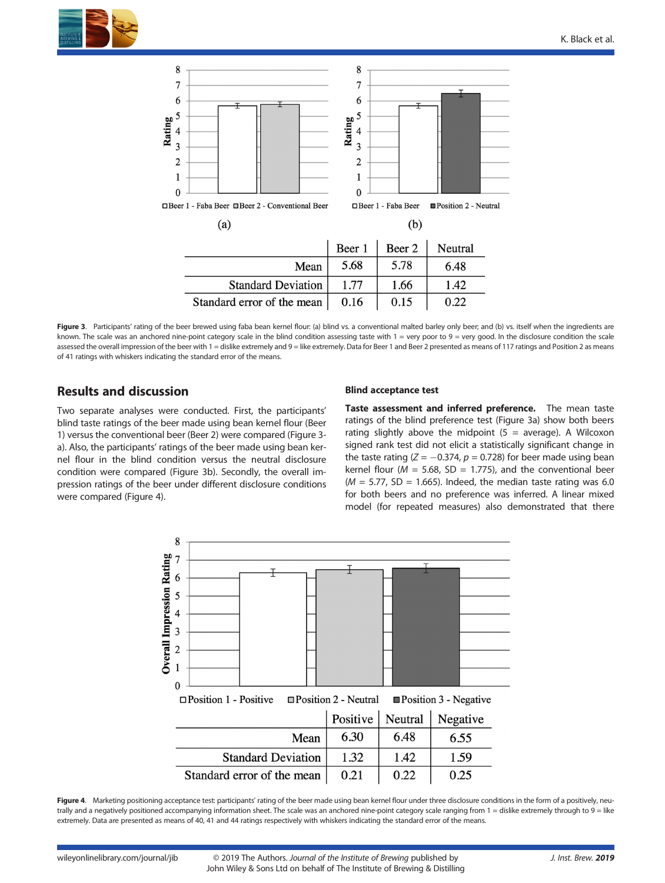| | Beer 1 | Beer 2 | Neutral |
|---|---|---|---|
| Mean | 5.68 | 5.78 | 6.48 |
| Standard Deviation | 1.77 | 1.66 | 1.42 |
| Standard error of the mean | 0.16 | 0.15 | 0.22 |

**Figure 3.** Participants' rating of the beer brewed using faba bean kernel flour: (a) blind vs. a conventional malted barley only beer; and (b) vs. itself when the ingredients are known. The scale was an anchored nine-point category scale in the blind condition assessing taste with 1 = very poor to 9 = very good. In the disclosure condition the scale assessed the overall impression of the beer with 1 = dislike extremely and 9 = like extremely. Data for Beer 1 and Beer 2 presented as means of 117 ratings and Position 2 as means of 41 ratings with whiskers indicating the standard error of the means.

## Results and discussion

Two separate analyses were conducted. First, the participants' blind taste ratings of the beer made using bean kernel flour (Beer 1) versus the conventional beer (Beer 2) were compared (Figure 3-a). Also, the participants' ratings of the beer made using bean kernel flour in the blind condition versus the neutral disclosure condition were compared (Figure 3b). Secondly, the overall impression ratings of the beer under different disclosure conditions were compared (Figure 4).

### Blind acceptance test

**Taste assessment and inferred preference.** The mean taste ratings of the blind preference test (Figure 3a) show both beers rating slightly above the midpoint (5 = average). A Wilcoxon signed rank test did not elicit a statistically significant change in the taste rating ($Z = -0.374$, $p = 0.728$) for beer made using bean kernel flour ($M = 5.68$, $SD = 1.775$), and the conventional beer ($M = 5.77$, $SD = 1.665$). Indeed, the median taste rating was 6.0 for both beers and no preference was inferred. A linear mixed model (for repeated measures) also demonstrated that there

| | Positive | Neutral | Negative |
|---|---|---|---|
| Mean | 6.30 | 6.48 | 6.55 |
| Standard Deviation | 1.32 | 1.42 | 1.59 |
| Standard error of the mean | 0.21 | 0.22 | 0.25 |

**Figure 4.** Marketing positioning acceptance test: participants' rating of the beer made using bean kernel flour under three disclosure conditions in the form of a positively, neutrally and a negatively positioned accompanying information sheet. The scale was an anchored nine-point category scale ranging from 1 = dislike extremely through to 9 = like extremely. Data are presented as means of 40, 41 and 44 ratings respectively with whiskers indicating the standard error of the means.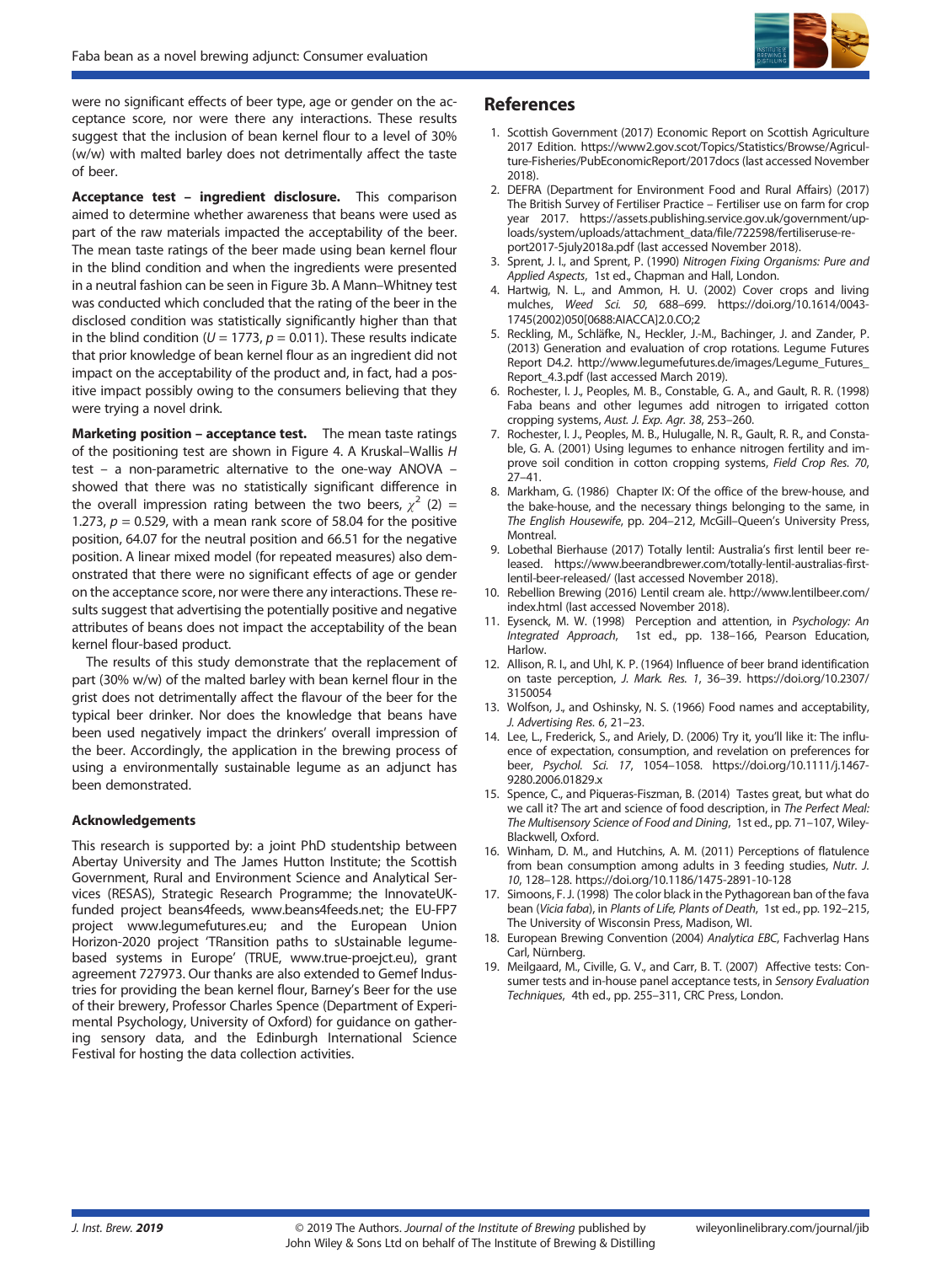were no significant effects of beer type, age or gender on the acceptance score, nor were there any interactions. These results suggest that the inclusion of bean kernel flour to a level of 30% (w/w) with malted barley does not detrimentally affect the taste of beer.

**Acceptance test – ingredient disclosure.** This comparison aimed to determine whether awareness that beans were used as part of the raw materials impacted the acceptability of the beer. The mean taste ratings of the beer made using bean kernel flour in the blind condition and when the ingredients were presented in a neutral fashion can be seen in Figure 3b. A Mann–Whitney test was conducted which concluded that the rating of the beer in the disclosed condition was statistically significantly higher than that in the blind condition ($U = 1773$, $p = 0.011$). These results indicate that prior knowledge of bean kernel flour as an ingredient did not impact on the acceptability of the product and, in fact, had a positive impact possibly owing to the consumers believing that they were trying a novel drink.

**Marketing position – acceptance test.** The mean taste ratings of the positioning test are shown in Figure 4. A Kruskal–Wallis *H* test – a non-parametric alternative to the one-way ANOVA – showed that there was no statistically significant difference in the overall impression rating between the two beers, $\chi^2$ (2) = 1.273, $p = 0.529$, with a mean rank score of 58.04 for the positive position, 64.07 for the neutral position and 66.51 for the negative position. A linear mixed model (for repeated measures) also demonstrated that there were no significant effects of age or gender on the acceptance score, nor were there any interactions. These results suggest that advertising the potentially positive and negative attributes of beans does not impact the acceptability of the bean kernel flour-based product.

The results of this study demonstrate that the replacement of part (30% w/w) of the malted barley with bean kernel flour in the grist does not detrimentally affect the flavour of the beer for the typical beer drinker. Nor does the knowledge that beans have been used negatively impact the drinkers' overall impression of the beer. Accordingly, the application in the brewing process of using a environmentally sustainable legume as an adjunct has been demonstrated.

### Acknowledgements

This research is supported by: a joint PhD studentship between Abertay University and The James Hutton Institute; the Scottish Government, Rural and Environment Science and Analytical Services (RESAS), Strategic Research Programme; the InnovateUK-funded project beans4feeds, www.beans4feeds.net; the EU-FP7 project www.legumefutures.eu; and the European Union Horizon-2020 project 'TRansition paths to sUstainable legume-based systems in Europe' (TRUE, www.true-proejct.eu), grant agreement 727973. Our thanks are also extended to Gemef Industries for providing the bean kernel flour, Barney's Beer for the use of their brewery, Professor Charles Spence (Department of Experimental Psychology, University of Oxford) for guidance on gathering sensory data, and the Edinburgh International Science Festival for hosting the data collection activities.

## References

1. Scottish Government (2017) Economic Report on Scottish Agriculture 2017 Edition. https://www2.gov.scot/Topics/Statistics/Browse/Agriculture-Fisheries/PubEconomicReport/2017docs (last accessed November 2018).
2. DEFRA (Department for Environment Food and Rural Affairs) (2017) The British Survey of Fertiliser Practice – Fertiliser use on farm for crop year 2017. https://assets.publishing.service.gov.uk/government/uploads/system/uploads/attachment_data/file/722598/fertiliseruse-report2017-5july2018a.pdf (last accessed November 2018).
3. Sprent, J. I., and Sprent, P. (1990) *Nitrogen Fixing Organisms: Pure and Applied Aspects*, 1st ed., Chapman and Hall, London.
4. Hartwig, N. L., and Ammon, H. U. (2002) Cover crops and living mulches, *Weed Sci. 50*, 688–699. https://doi.org/10.1614/0043-1745(2002)050[0688:AIACCA]2.0.CO;2
5. Reckling, M., Schläfke, N., Heckler, J.-M., Bachinger, J. and Zander, P. (2013) Generation and evaluation of crop rotations. Legume Futures Report D4.2. http://www.legumefutures.de/images/Legume_Futures_Report_4.3.pdf (last accessed March 2019).
6. Rochester, I. J., Peoples, M. B., Constable, G. A., and Gault, R. R. (1998) Faba beans and other legumes add nitrogen to irrigated cotton cropping systems, *Aust. J. Exp. Agr. 38*, 253–260.
7. Rochester, I. J., Peoples, M. B., Hulugalle, N. R., Gault, R. R., and Constable, G. A. (2001) Using legumes to enhance nitrogen fertility and improve soil condition in cotton cropping systems, *Field Crop Res. 70*, 27–41.
8. Markham, G. (1986) Chapter IX: Of the office of the brew-house, and the bake-house, and the necessary things belonging to the same, in *The English Housewife*, pp. 204–212, McGill–Queen's University Press, Montreal.
9. Lobethal Bierhause (2017) Totally lentil: Australia's first lentil beer released. https://www.beerandbrewer.com/totally-lentil-australias-first-lentil-beer-released/ (last accessed November 2018).
10. Rebellion Brewing (2016) Lentil cream ale. http://www.lentilbeer.com/index.html (last accessed November 2018).
11. Eysenck, M. W. (1998) Perception and attention, in *Psychology: An Integrated Approach*, 1st ed., pp. 138–166, Pearson Education, Harlow.
12. Allison, R. I., and Uhl, K. P. (1964) Influence of beer brand identification on taste perception, *J. Mark. Res. 1*, 36–39. https://doi.org/10.2307/3150054
13. Wolfson, J., and Oshinsky, N. S. (1966) Food names and acceptability, *J. Advertising Res. 6*, 21–23.
14. Lee, L., Frederick, S., and Ariely, D. (2006) Try it, you'll like it: The influence of expectation, consumption, and revelation on preferences for beer, *Psychol. Sci. 17*, 1054–1058. https://doi.org/10.1111/j.1467-9280.2006.01829.x
15. Spence, C., and Piqueras-Fiszman, B. (2014) Tastes great, but what do we call it? The art and science of food description, in *The Perfect Meal: The Multisensory Science of Food and Dining*, 1st ed., pp. 71–107, Wiley-Blackwell, Oxford.
16. Winham, D. M., and Hutchins, A. M. (2011) Perceptions of flatulence from bean consumption among adults in 3 feeding studies, *Nutr. J. 10*, 128–128. https://doi.org/10.1186/1475-2891-10-128
17. Simoons, F. J. (1998) The color black in the Pythagorean ban of the fava bean (*Vicia faba*), in *Plants of Life, Plants of Death*, 1st ed., pp. 192–215, The University of Wisconsin Press, Madison, WI.
18. European Brewing Convention (2004) *Analytica EBC*, Fachverlag Hans Carl, Nürnberg.
19. Meilgaard, M., Civille, G. V., and Carr, B. T. (2007) Affective tests: Consumer tests and in-house panel acceptance tests, in *Sensory Evaluation Techniques*, 4th ed., pp. 255–311, CRC Press, London.